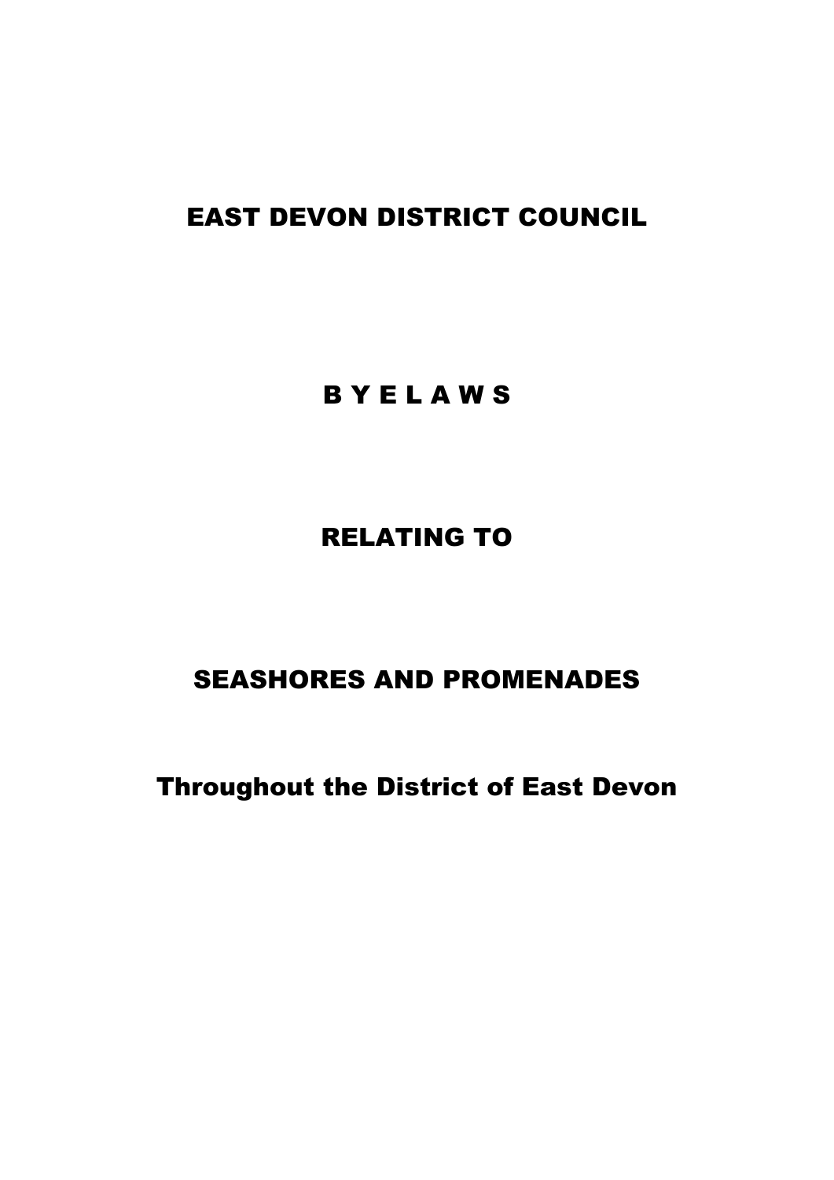# EAST DEVON DISTRICT COUNCIL

# B Y E L A W S

# RELATING TO

# SEASHORES AND PROMENADES

## Throughout the District of East Devon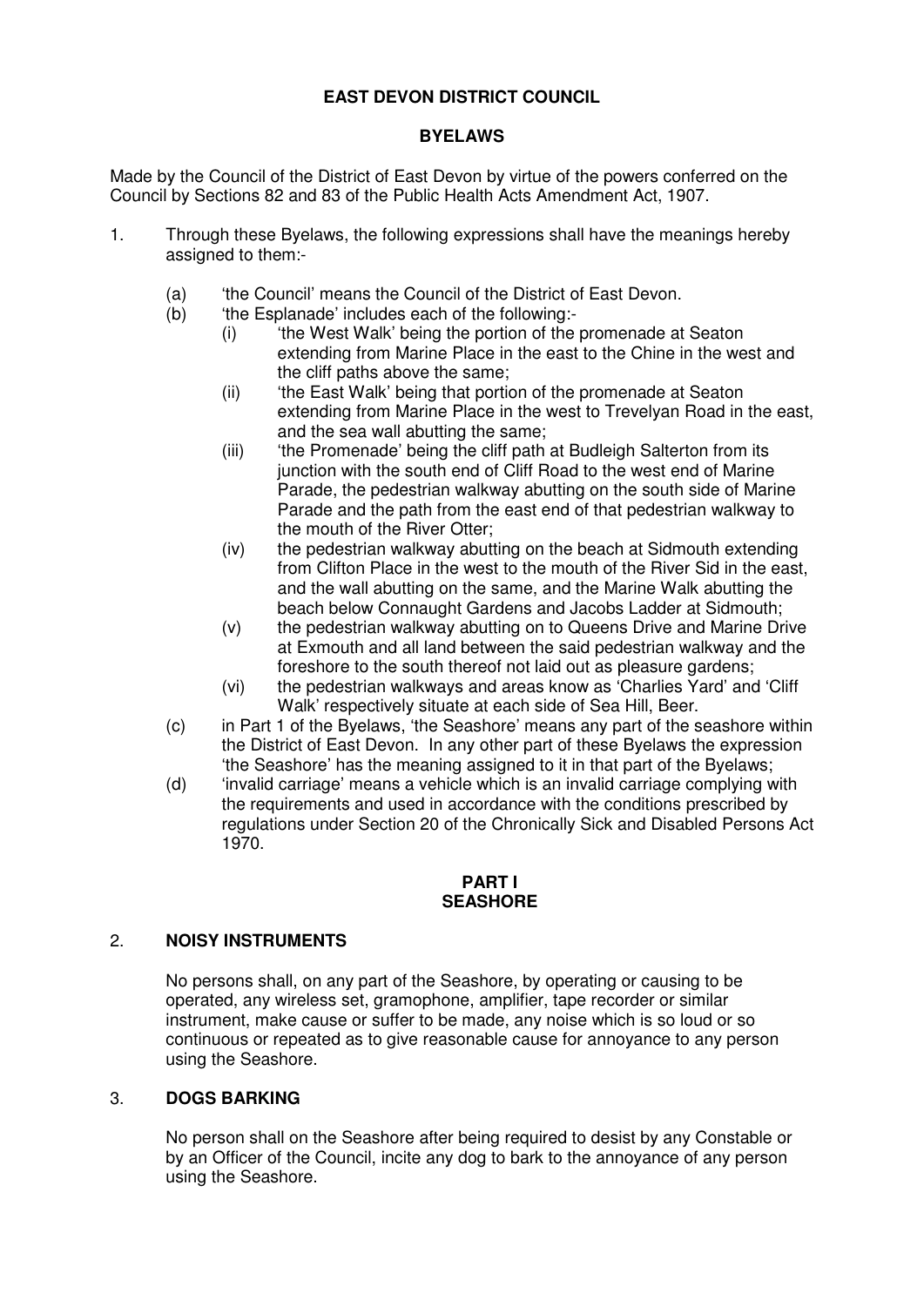**EAST DEVON DISTRICT COUNCIL**

**BYELAWS**

Made by the Council of the District of East Devon by virtue of the powers conferred on the Council by Sections 82 and 83 of the Public Health Acts Amendment Act, 1907.

1. Through these Byelaws, the following expressions shall have the meanings hereby assigned to them:-

   (a) 'the Council' means the Council of the District of East Devon.

   (b) 'the Esplanade' includes each of the following:-

      (i) 'the West Walk' being the portion of the promenade at Seaton extending from Marine Place in the east to the Chine in the west and the cliff paths above the same;

      (ii) 'the East Walk' being that portion of the promenade at Seaton extending from Marine Place in the west to Trevelyan Road in the east, and the sea wall abutting the same;

      (iii) 'the Promenade' being the cliff path at Budleigh Salterton from its junction with the south end of Cliff Road to the west end of Marine Parade, the pedestrian walkway abutting on the south side of Marine Parade and the path from the east end of that pedestrian walkway to the mouth of the River Otter;

      (iv) the pedestrian walkway abutting on the beach at Sidmouth extending from Clifton Place in the west to the mouth of the River Sid in the east, and the wall abutting on the same, and the Marine Walk abutting the beach below Connaught Gardens and Jacobs Ladder at Sidmouth;

      (v) the pedestrian walkway abutting on to Queens Drive and Marine Drive at Exmouth and all land between the said pedestrian walkway and the foreshore to the south thereof not laid out as pleasure gardens;

      (vi) the pedestrian walkways and areas know as 'Charlies Yard' and 'Cliff Walk' respectively situate at each side of Sea Hill, Beer.

   (c) in Part 1 of the Byelaws, 'the Seashore' means any part of the seashore within the District of East Devon. In any other part of these Byelaws the expression 'the Seashore' has the meaning assigned to it in that part of the Byelaws;

   (d) 'invalid carriage' means a vehicle which is an invalid carriage complying with the requirements and used in accordance with the conditions prescribed by regulations under Section 20 of the Chronically Sick and Disabled Persons Act 1970.

## PART I
## SEASHORE

### 2. NOISY INSTRUMENTS

No persons shall, on any part of the Seashore, by operating or causing to be operated, any wireless set, gramophone, amplifier, tape recorder or similar instrument, make cause or suffer to be made, any noise which is so loud or so continuous or repeated as to give reasonable cause for annoyance to any person using the Seashore.

### 3. DOGS BARKING

No person shall on the Seashore after being required to desist by any Constable or by an Officer of the Council, incite any dog to bark to the annoyance of any person using the Seashore.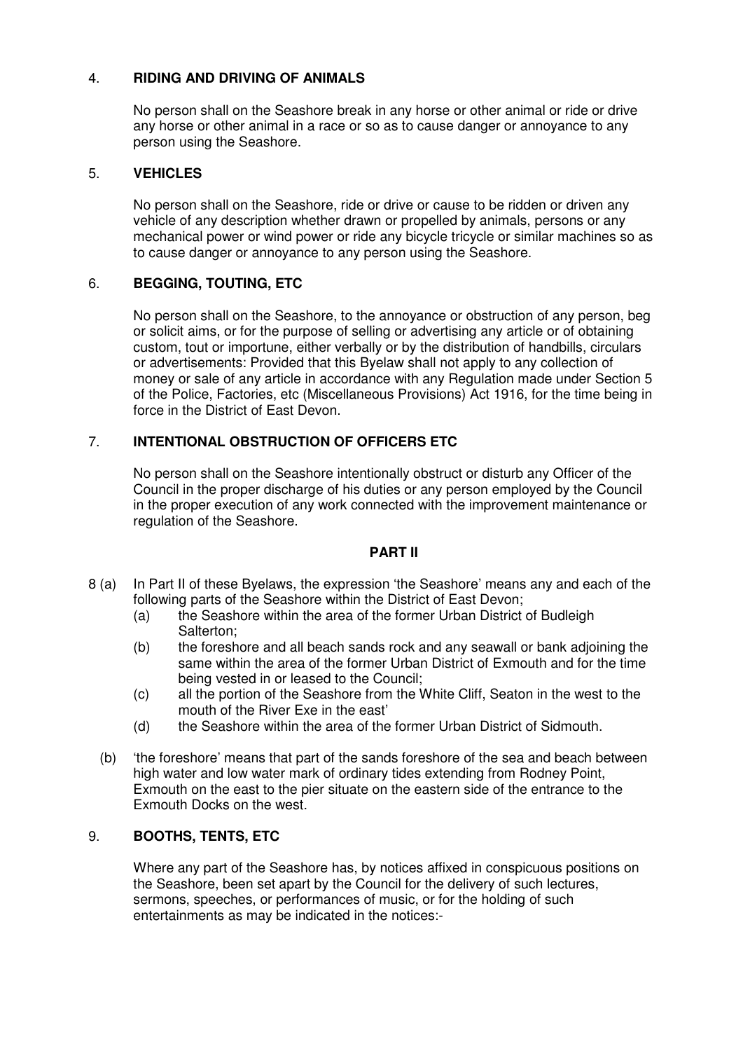## 4. RIDING AND DRIVING OF ANIMALS

No person shall on the Seashore break in any horse or other animal or ride or drive any horse or other animal in a race or so as to cause danger or annoyance to any person using the Seashore.

## 5. VEHICLES

No person shall on the Seashore, ride or drive or cause to be ridden or driven any vehicle of any description whether drawn or propelled by animals, persons or any mechanical power or wind power or ride any bicycle tricycle or similar machines so as to cause danger or annoyance to any person using the Seashore.

## 6. BEGGING, TOUTING, ETC

No person shall on the Seashore, to the annoyance or obstruction of any person, beg or solicit aims, or for the purpose of selling or advertising any article or of obtaining custom, tout or importune, either verbally or by the distribution of handbills, circulars or advertisements: Provided that this Byelaw shall not apply to any collection of money or sale of any article in accordance with any Regulation made under Section 5 of the Police, Factories, etc (Miscellaneous Provisions) Act 1916, for the time being in force in the District of East Devon.

## 7. INTENTIONAL OBSTRUCTION OF OFFICERS ETC

No person shall on the Seashore intentionally obstruct or disturb any Officer of the Council in the proper discharge of his duties or any person employed by the Council in the proper execution of any work connected with the improvement maintenance or regulation of the Seashore.

## PART II

8 (a) In Part II of these Byelaws, the expression 'the Seashore' means any and each of the following parts of the Seashore within the District of East Devon;

- (a) the Seashore within the area of the former Urban District of Budleigh Salterton;
- (b) the foreshore and all beach sands rock and any seawall or bank adjoining the same within the area of the former Urban District of Exmouth and for the time being vested in or leased to the Council;
- (c) all the portion of the Seashore from the White Cliff, Seaton in the west to the mouth of the River Exe in the east'
- (d) the Seashore within the area of the former Urban District of Sidmouth.

(b) 'the foreshore' means that part of the sands foreshore of the sea and beach between high water and low water mark of ordinary tides extending from Rodney Point, Exmouth on the east to the pier situate on the eastern side of the entrance to the Exmouth Docks on the west.

## 9. BOOTHS, TENTS, ETC

Where any part of the Seashore has, by notices affixed in conspicuous positions on the Seashore, been set apart by the Council for the delivery of such lectures, sermons, speeches, or performances of music, or for the holding of such entertainments as may be indicated in the notices:-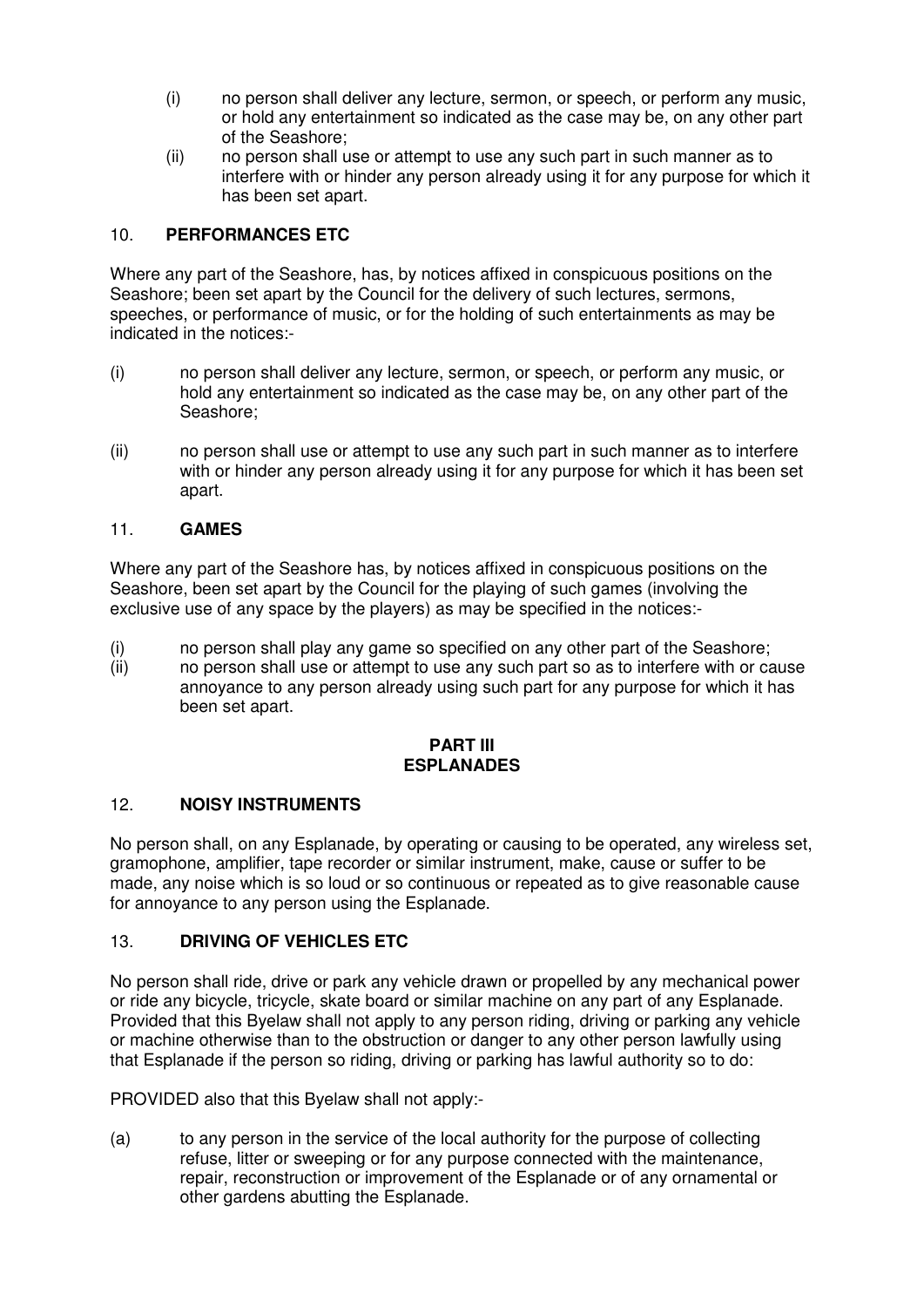(i) no person shall deliver any lecture, sermon, or speech, or perform any music, or hold any entertainment so indicated as the case may be, on any other part of the Seashore;

(ii) no person shall use or attempt to use any such part in such manner as to interfere with or hinder any person already using it for any purpose for which it has been set apart.

## 10. PERFORMANCES ETC

Where any part of the Seashore, has, by notices affixed in conspicuous positions on the Seashore; been set apart by the Council for the delivery of such lectures, sermons, speeches, or performance of music, or for the holding of such entertainments as may be indicated in the notices:-

(i) no person shall deliver any lecture, sermon, or speech, or perform any music, or hold any entertainment so indicated as the case may be, on any other part of the Seashore;

(ii) no person shall use or attempt to use any such part in such manner as to interfere with or hinder any person already using it for any purpose for which it has been set apart.

## 11. GAMES

Where any part of the Seashore has, by notices affixed in conspicuous positions on the Seashore, been set apart by the Council for the playing of such games (involving the exclusive use of any space by the players) as may be specified in the notices:-

(i) no person shall play any game so specified on any other part of the Seashore;

(ii) no person shall use or attempt to use any such part so as to interfere with or cause annoyance to any person already using such part for any purpose for which it has been set apart.

# PART III
# ESPLANADES

## 12. NOISY INSTRUMENTS

No person shall, on any Esplanade, by operating or causing to be operated, any wireless set, gramophone, amplifier, tape recorder or similar instrument, make, cause or suffer to be made, any noise which is so loud or so continuous or repeated as to give reasonable cause for annoyance to any person using the Esplanade.

## 13. DRIVING OF VEHICLES ETC

No person shall ride, drive or park any vehicle drawn or propelled by any mechanical power or ride any bicycle, tricycle, skate board or similar machine on any part of any Esplanade. Provided that this Byelaw shall not apply to any person riding, driving or parking any vehicle or machine otherwise than to the obstruction or danger to any other person lawfully using that Esplanade if the person so riding, driving or parking has lawful authority so to do:

PROVIDED also that this Byelaw shall not apply:-

(a) to any person in the service of the local authority for the purpose of collecting refuse, litter or sweeping or for any purpose connected with the maintenance, repair, reconstruction or improvement of the Esplanade or of any ornamental or other gardens abutting the Esplanade.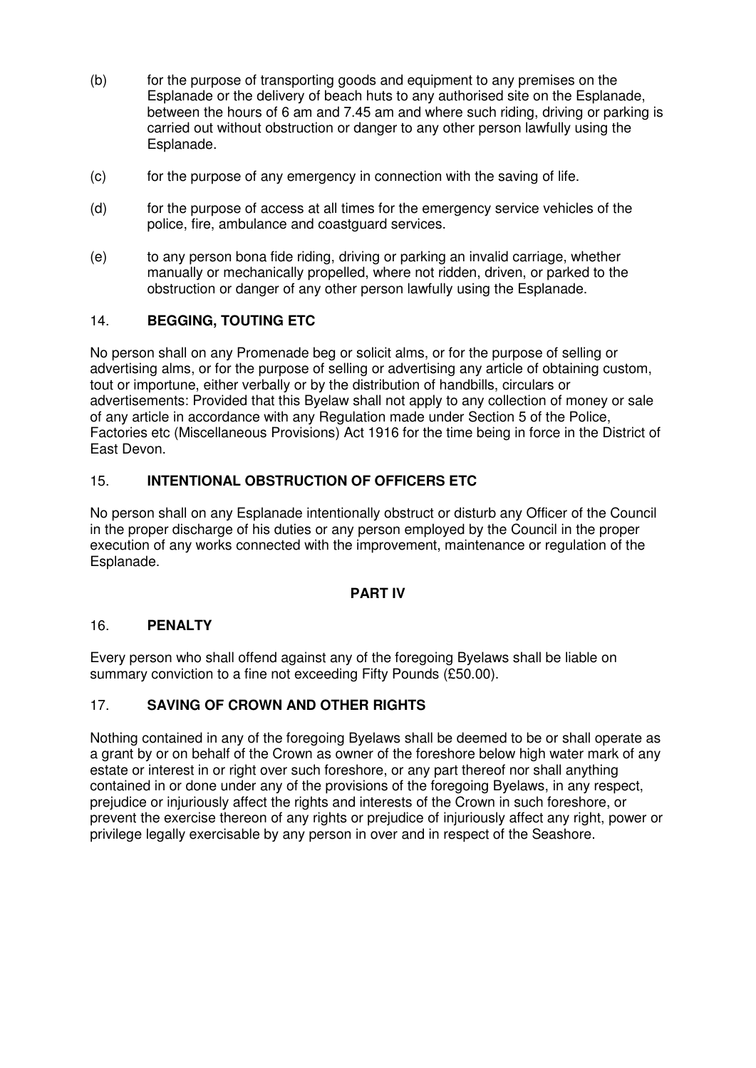(b) for the purpose of transporting goods and equipment to any premises on the Esplanade or the delivery of beach huts to any authorised site on the Esplanade, between the hours of 6 am and 7.45 am and where such riding, driving or parking is carried out without obstruction or danger to any other person lawfully using the Esplanade.

(c) for the purpose of any emergency in connection with the saving of life.

(d) for the purpose of access at all times for the emergency service vehicles of the police, fire, ambulance and coastguard services.

(e) to any person bona fide riding, driving or parking an invalid carriage, whether manually or mechanically propelled, where not ridden, driven, or parked to the obstruction or danger of any other person lawfully using the Esplanade.

## 14. BEGGING, TOUTING ETC

No person shall on any Promenade beg or solicit alms, or for the purpose of selling or advertising alms, or for the purpose of selling or advertising any article of obtaining custom, tout or importune, either verbally or by the distribution of handbills, circulars or advertisements: Provided that this Byelaw shall not apply to any collection of money or sale of any article in accordance with any Regulation made under Section 5 of the Police, Factories etc (Miscellaneous Provisions) Act 1916 for the time being in force in the District of East Devon.

## 15. INTENTIONAL OBSTRUCTION OF OFFICERS ETC

No person shall on any Esplanade intentionally obstruct or disturb any Officer of the Council in the proper discharge of his duties or any person employed by the Council in the proper execution of any works connected with the improvement, maintenance or regulation of the Esplanade.

## PART IV

## 16. PENALTY

Every person who shall offend against any of the foregoing Byelaws shall be liable on summary conviction to a fine not exceeding Fifty Pounds (£50.00).

## 17. SAVING OF CROWN AND OTHER RIGHTS

Nothing contained in any of the foregoing Byelaws shall be deemed to be or shall operate as a grant by or on behalf of the Crown as owner of the foreshore below high water mark of any estate or interest in or right over such foreshore, or any part thereof nor shall anything contained in or done under any of the provisions of the foregoing Byelaws, in any respect, prejudice or injuriously affect the rights and interests of the Crown in such foreshore, or prevent the exercise thereon of any rights or prejudice of injuriously affect any right, power or privilege legally exercisable by any person in over and in respect of the Seashore.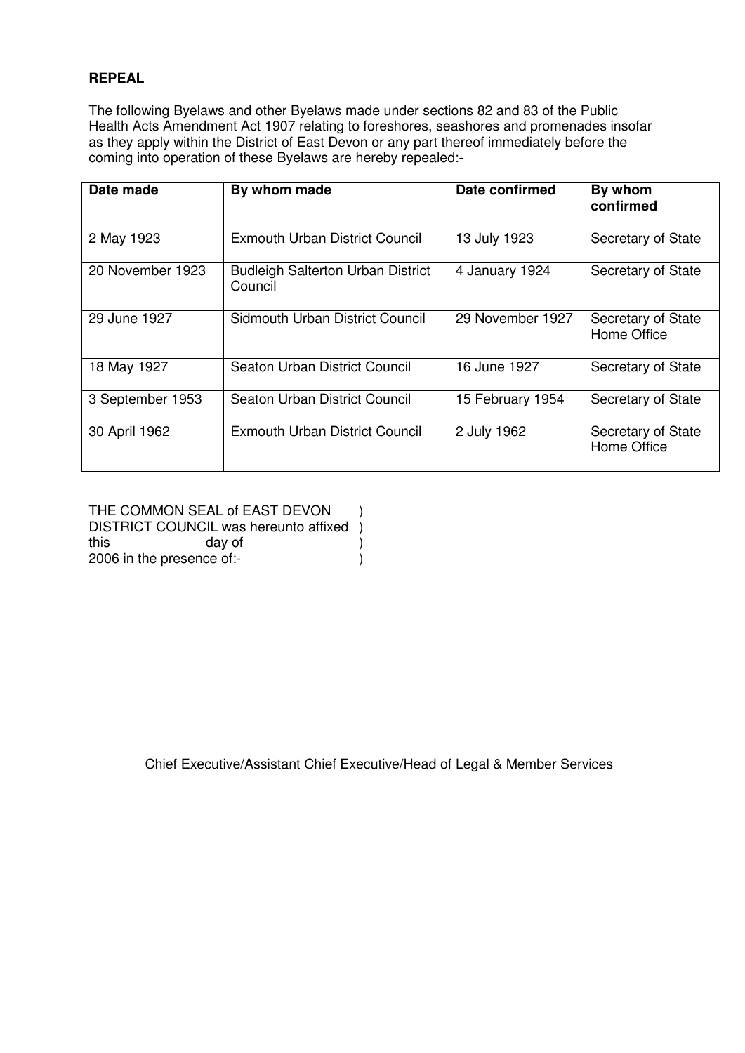**REPEAL**

The following Byelaws and other Byelaws made under sections 82 and 83 of the Public Health Acts Amendment Act 1907 relating to foreshores, seashores and promenades insofar as they apply within the District of East Devon or any part thereof immediately before the coming into operation of these Byelaws are hereby repealed:-

| Date made | By whom made | Date confirmed | By whom confirmed |
|---|---|---|---|
| 2 May 1923 | Exmouth Urban District Council | 13 July 1923 | Secretary of State |
| 20 November 1923 | Budleigh Salterton Urban District Council | 4 January 1924 | Secretary of State |
| 29 June 1927 | Sidmouth Urban District Council | 29 November 1927 | Secretary of State Home Office |
| 18 May 1927 | Seaton Urban District Council | 16 June 1927 | Secretary of State |
| 3 September 1953 | Seaton Urban District Council | 15 February 1954 | Secretary of State |
| 30 April 1962 | Exmouth Urban District Council | 2 July 1962 | Secretary of State Home Office |

THE COMMON SEAL of EAST DEVON )
DISTRICT COUNCIL was hereunto affixed )
this day of )
2006 in the presence of:- )

Chief Executive/Assistant Chief Executive/Head of Legal & Member Services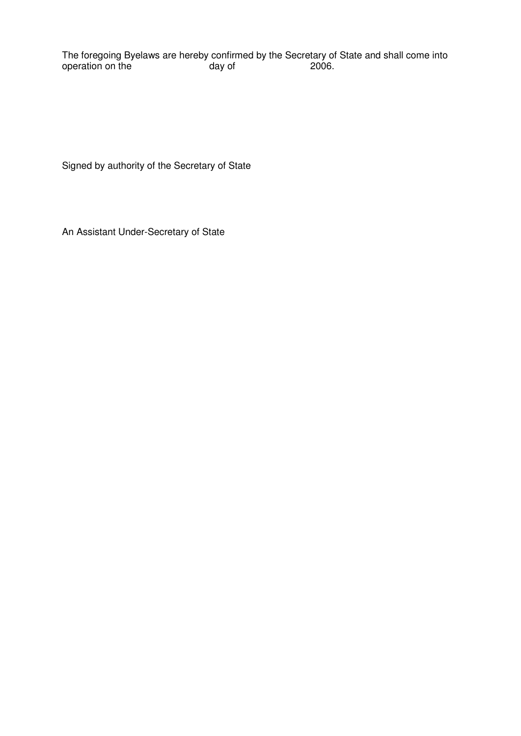The foregoing Byelaws are hereby confirmed by the Secretary of State and shall come into operation on the day of 2006.

Signed by authority of the Secretary of State

An Assistant Under-Secretary of State